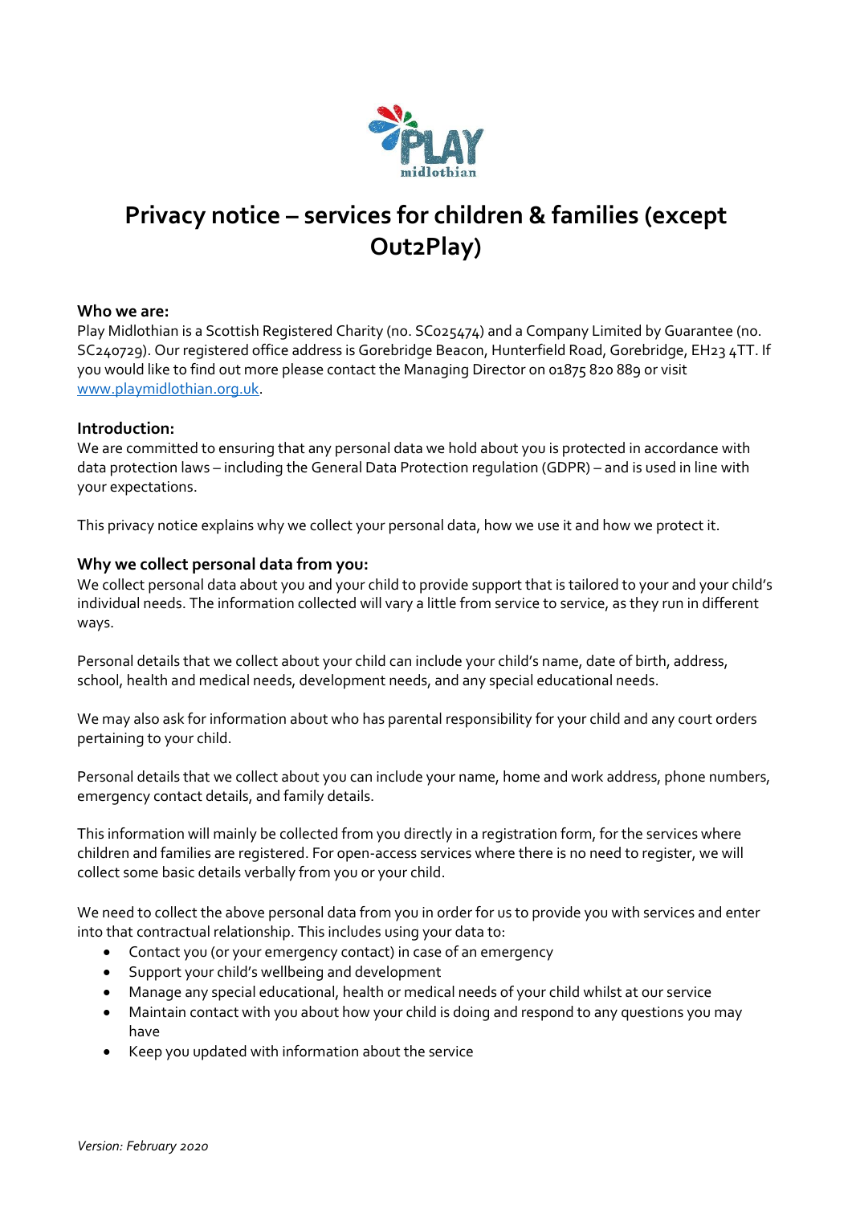# Privacy notice – services for children & families (except Out2Play)

### Who we are:

Play Midlothian is a Scottish Registered Charity (no. SC025474) and a Company Limited by Guarantee (no. SC240729). Our registered office address is Gorebridge Beacon, Hunterfield Road, Gorebridge, EH23 4TT. If you would like to find out more please contact the Managing Director on 01875 820 889 or visit [www.playmidlothian.org.uk](http://www.playmidlothian.org.uk).

### Introduction:

We are committed to ensuring that any personal data we hold about you is protected in accordance with data protection laws – including the General Data Protection regulation (GDPR) – and is used in line with your expectations.

This privacy notice explains why we collect your personal data, how we use it and how we protect it.

### Why we collect personal data from you:

We collect personal data about you and your child to provide support that is tailored to your and your child's individual needs. The information collected will vary a little from service to service, as they run in different ways.

Personal details that we collect about your child can include your child's name, date of birth, address, school, health and medical needs, development needs, and any special educational needs.

We may also ask for information about who has parental responsibility for your child and any court orders pertaining to your child.

Personal details that we collect about you can include your name, home and work address, phone numbers, emergency contact details, and family details.

This information will mainly be collected from you directly in a registration form, for the services where children and families are registered. For open-access services where there is no need to register, we will collect some basic details verbally from you or your child.

We need to collect the above personal data from you in order for us to provide you with services and enter into that contractual relationship. This includes using your data to:

- Contact you (or your emergency contact) in case of an emergency
- Support your child's wellbeing and development
- Manage any special educational, health or medical needs of your child whilst at our service
- Maintain contact with you about how your child is doing and respond to any questions you may have
- Keep you updated with information about the service

*Version: February 2020*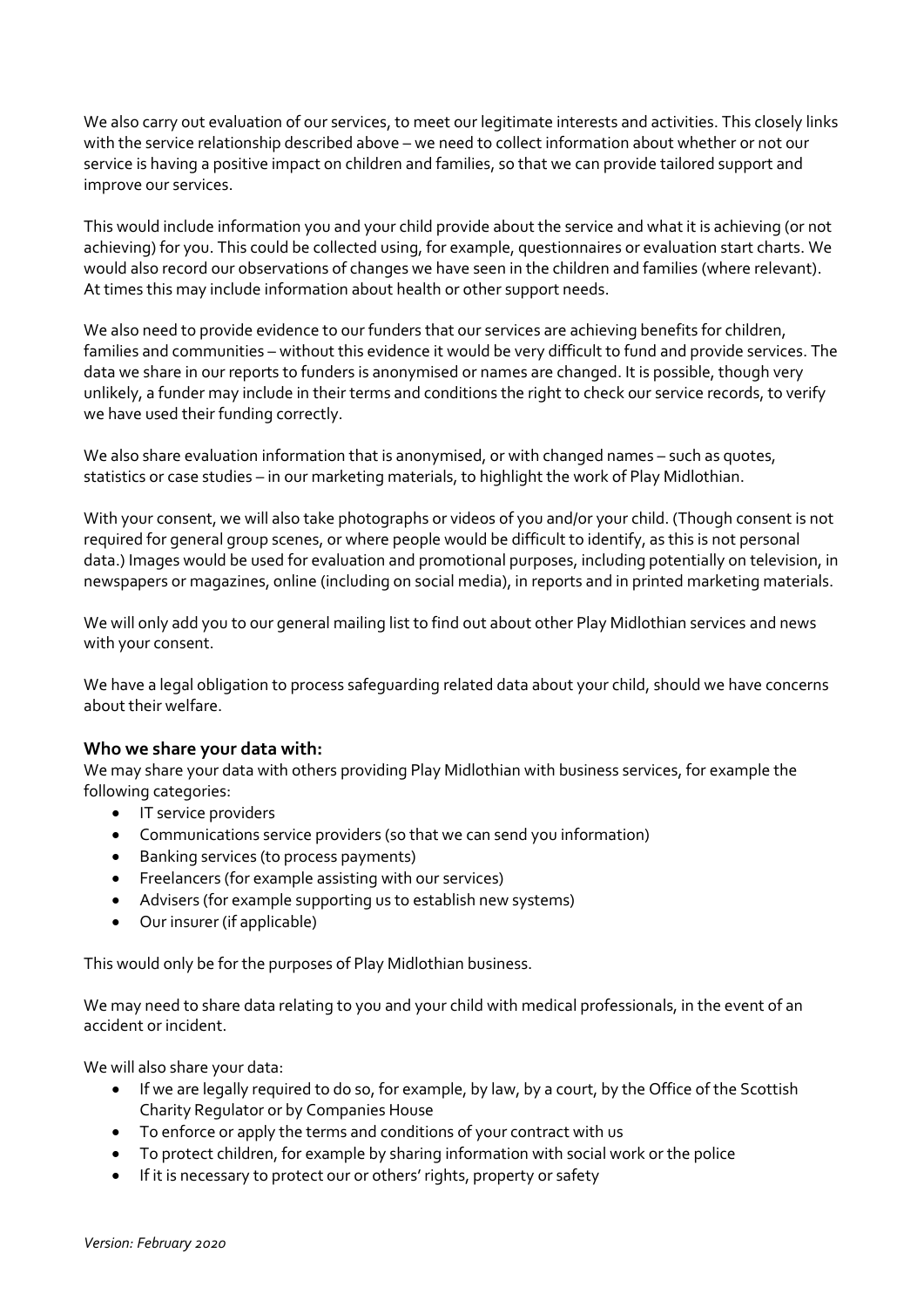We also carry out evaluation of our services, to meet our legitimate interests and activities. This closely links with the service relationship described above – we need to collect information about whether or not our service is having a positive impact on children and families, so that we can provide tailored support and improve our services.

This would include information you and your child provide about the service and what it is achieving (or not achieving) for you. This could be collected using, for example, questionnaires or evaluation start charts. We would also record our observations of changes we have seen in the children and families (where relevant). At times this may include information about health or other support needs.

We also need to provide evidence to our funders that our services are achieving benefits for children, families and communities – without this evidence it would be very difficult to fund and provide services. The data we share in our reports to funders is anonymised or names are changed. It is possible, though very unlikely, a funder may include in their terms and conditions the right to check our service records, to verify we have used their funding correctly.

We also share evaluation information that is anonymised, or with changed names – such as quotes, statistics or case studies – in our marketing materials, to highlight the work of Play Midlothian.

With your consent, we will also take photographs or videos of you and/or your child. (Though consent is not required for general group scenes, or where people would be difficult to identify, as this is not personal data.) Images would be used for evaluation and promotional purposes, including potentially on television, in newspapers or magazines, online (including on social media), in reports and in printed marketing materials.

We will only add you to our general mailing list to find out about other Play Midlothian services and news with your consent.

We have a legal obligation to process safeguarding related data about your child, should we have concerns about their welfare.

### Who we share your data with:

We may share your data with others providing Play Midlothian with business services, for example the following categories:

- IT service providers
- Communications service providers (so that we can send you information)
- Banking services (to process payments)
- Freelancers (for example assisting with our services)
- Advisers (for example supporting us to establish new systems)
- Our insurer (if applicable)

This would only be for the purposes of Play Midlothian business.

We may need to share data relating to you and your child with medical professionals, in the event of an accident or incident.

We will also share your data:

- If we are legally required to do so, for example, by law, by a court, by the Office of the Scottish Charity Regulator or by Companies House
- To enforce or apply the terms and conditions of your contract with us
- To protect children, for example by sharing information with social work or the police
- If it is necessary to protect our or others' rights, property or safety

*Version: February 2020*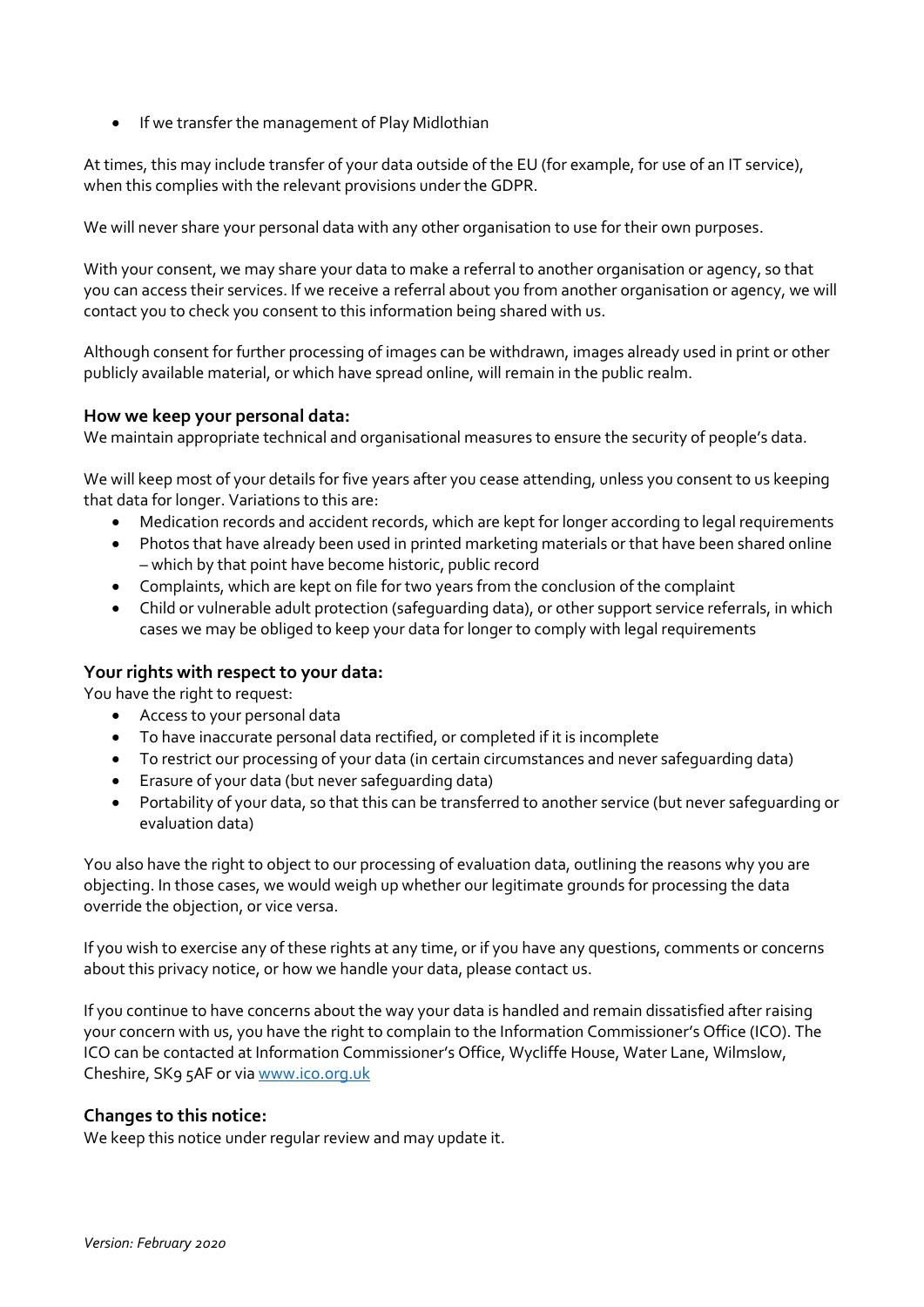- If we transfer the management of Play Midlothian

At times, this may include transfer of your data outside of the EU (for example, for use of an IT service), when this complies with the relevant provisions under the GDPR.

We will never share your personal data with any other organisation to use for their own purposes.

With your consent, we may share your data to make a referral to another organisation or agency, so that you can access their services. If we receive a referral about you from another organisation or agency, we will contact you to check you consent to this information being shared with us.

Although consent for further processing of images can be withdrawn, images already used in print or other publicly available material, or which have spread online, will remain in the public realm.

**How we keep your personal data:**

We maintain appropriate technical and organisational measures to ensure the security of people's data.

We will keep most of your details for five years after you cease attending, unless you consent to us keeping that data for longer. Variations to this are:

- Medication records and accident records, which are kept for longer according to legal requirements
- Photos that have already been used in printed marketing materials or that have been shared online – which by that point have become historic, public record
- Complaints, which are kept on file for two years from the conclusion of the complaint
- Child or vulnerable adult protection (safeguarding data), or other support service referrals, in which cases we may be obliged to keep your data for longer to comply with legal requirements

**Your rights with respect to your data:**

You have the right to request:

- Access to your personal data
- To have inaccurate personal data rectified, or completed if it is incomplete
- To restrict our processing of your data (in certain circumstances and never safeguarding data)
- Erasure of your data (but never safeguarding data)
- Portability of your data, so that this can be transferred to another service (but never safeguarding or evaluation data)

You also have the right to object to our processing of evaluation data, outlining the reasons why you are objecting. In those cases, we would weigh up whether our legitimate grounds for processing the data override the objection, or vice versa.

If you wish to exercise any of these rights at any time, or if you have any questions, comments or concerns about this privacy notice, or how we handle your data, please contact us.

If you continue to have concerns about the way your data is handled and remain dissatisfied after raising your concern with us, you have the right to complain to the Information Commissioner's Office (ICO). The ICO can be contacted at Information Commissioner's Office, Wycliffe House, Water Lane, Wilmslow, Cheshire, SK9 5AF or via [www.ico.org.uk](www.ico.org.uk)

**Changes to this notice:**

We keep this notice under regular review and may update it.

*Version: February 2020*